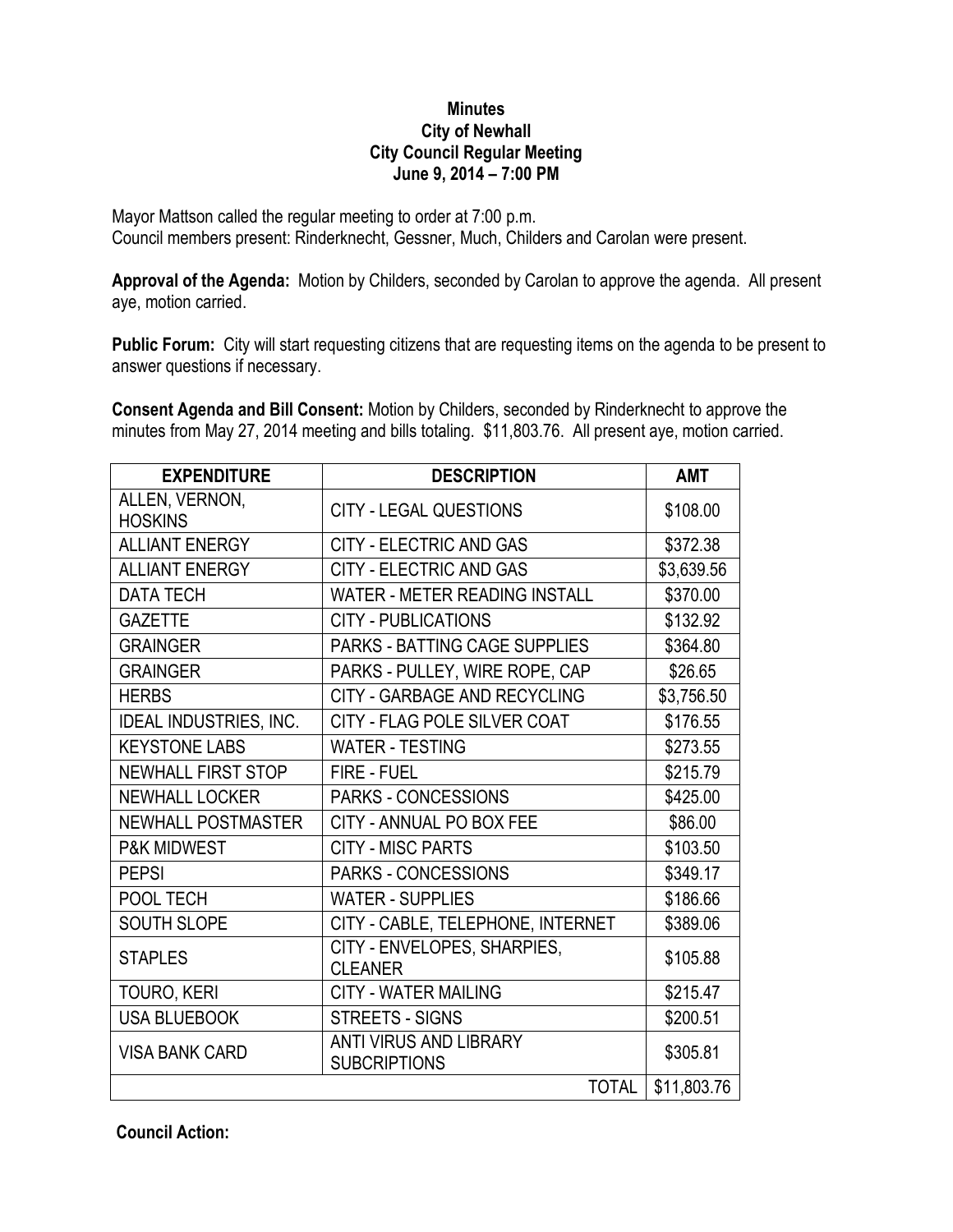**Minutes**
**City of Newhall**
**City Council Regular Meeting**
**June 9, 2014 – 7:00 PM**

Mayor Mattson called the regular meeting to order at 7:00 p.m.
Council members present: Rinderknecht, Gessner, Much, Childers and Carolan were present.

**Approval of the Agenda:** Motion by Childers, seconded by Carolan to approve the agenda. All present aye, motion carried.

**Public Forum:** City will start requesting citizens that are requesting items on the agenda to be present to answer questions if necessary.

**Consent Agenda and Bill Consent:** Motion by Childers, seconded by Rinderknecht to approve the minutes from May 27, 2014 meeting and bills totaling. $11,803.76. All present aye, motion carried.

| EXPENDITURE | DESCRIPTION | AMT |
|---|---|---|
| ALLEN, VERNON, HOSKINS | CITY - LEGAL QUESTIONS | $108.00 |
| ALLIANT ENERGY | CITY - ELECTRIC AND GAS | $372.38 |
| ALLIANT ENERGY | CITY - ELECTRIC AND GAS | $3,639.56 |
| DATA TECH | WATER - METER READING INSTALL | $370.00 |
| GAZETTE | CITY - PUBLICATIONS | $132.92 |
| GRAINGER | PARKS - BATTING CAGE SUPPLIES | $364.80 |
| GRAINGER | PARKS - PULLEY, WIRE ROPE, CAP | $26.65 |
| HERBS | CITY - GARBAGE AND RECYCLING | $3,756.50 |
| IDEAL INDUSTRIES, INC. | CITY - FLAG POLE SILVER COAT | $176.55 |
| KEYSTONE LABS | WATER - TESTING | $273.55 |
| NEWHALL FIRST STOP | FIRE - FUEL | $215.79 |
| NEWHALL LOCKER | PARKS - CONCESSIONS | $425.00 |
| NEWHALL POSTMASTER | CITY - ANNUAL PO BOX FEE | $86.00 |
| P&K MIDWEST | CITY - MISC PARTS | $103.50 |
| PEPSI | PARKS - CONCESSIONS | $349.17 |
| POOL TECH | WATER - SUPPLIES | $186.66 |
| SOUTH SLOPE | CITY - CABLE, TELEPHONE, INTERNET | $389.06 |
| STAPLES | CITY - ENVELOPES, SHARPIES, CLEANER | $105.88 |
| TOURO, KERI | CITY - WATER MAILING | $215.47 |
| USA BLUEBOOK | STREETS - SIGNS | $200.51 |
| VISA BANK CARD | ANTI VIRUS AND LIBRARY SUBCRIPTIONS | $305.81 |
| | TOTAL | $11,803.76 |

**Council Action:**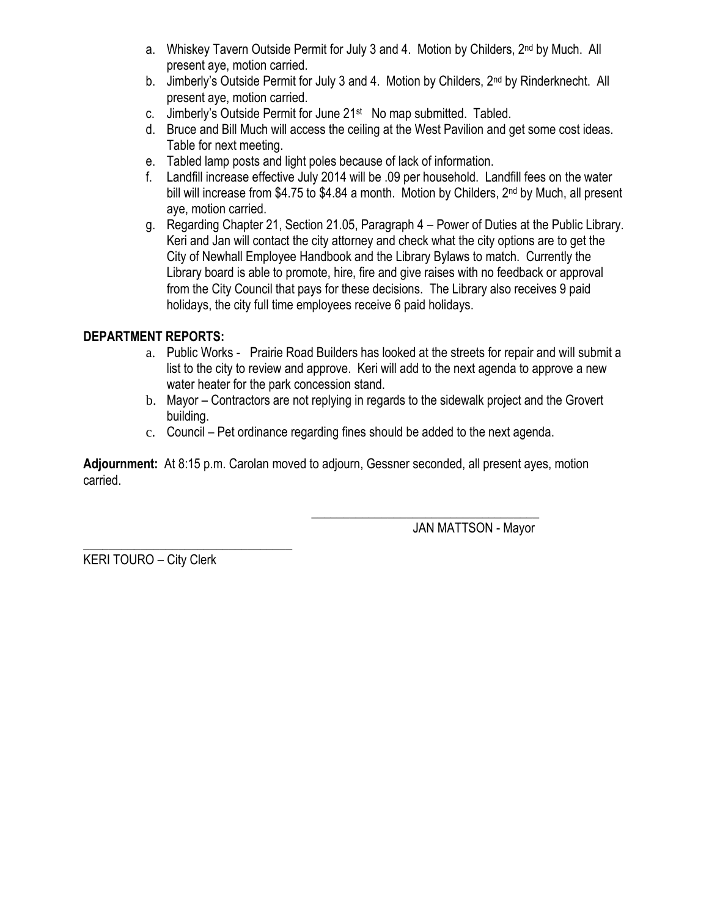a. Whiskey Tavern Outside Permit for July 3 and 4. Motion by Childers, 2nd by Much. All present aye, motion carried.
b. Jimberly's Outside Permit for July 3 and 4. Motion by Childers, 2nd by Rinderknecht. All present aye, motion carried.
c. Jimberly's Outside Permit for June 21st No map submitted. Tabled.
d. Bruce and Bill Much will access the ceiling at the West Pavilion and get some cost ideas. Table for next meeting.
e. Tabled lamp posts and light poles because of lack of information.
f. Landfill increase effective July 2014 will be .09 per household. Landfill fees on the water bill will increase from $4.75 to $4.84 a month. Motion by Childers, 2nd by Much, all present aye, motion carried.
g. Regarding Chapter 21, Section 21.05, Paragraph 4 – Power of Duties at the Public Library. Keri and Jan will contact the city attorney and check what the city options are to get the City of Newhall Employee Handbook and the Library Bylaws to match. Currently the Library board is able to promote, hire, fire and give raises with no feedback or approval from the City Council that pays for these decisions. The Library also receives 9 paid holidays, the city full time employees receive 6 paid holidays.

**DEPARTMENT REPORTS:**

a. Public Works - Prairie Road Builders has looked at the streets for repair and will submit a list to the city to review and approve. Keri will add to the next agenda to approve a new water heater for the park concession stand.
b. Mayor – Contractors are not replying in regards to the sidewalk project and the Grovert building.
c. Council – Pet ordinance regarding fines should be added to the next agenda.

**Adjournment:** At 8:15 p.m. Carolan moved to adjourn, Gessner seconded, all present ayes, motion carried.

\_\_\_\_\_\_\_\_\_\_\_\_\_\_\_\_\_\_\_\_\_\_\_\_\_\_\_\_\_\_\_\_\_\_\_\_

JAN MATTSON - Mayor

\_\_\_\_\_\_\_\_\_\_\_\_\_\_\_\_\_\_\_\_\_\_\_\_\_\_\_\_\_\_\_\_\_\_\_\_

KERI TOURO – City Clerk